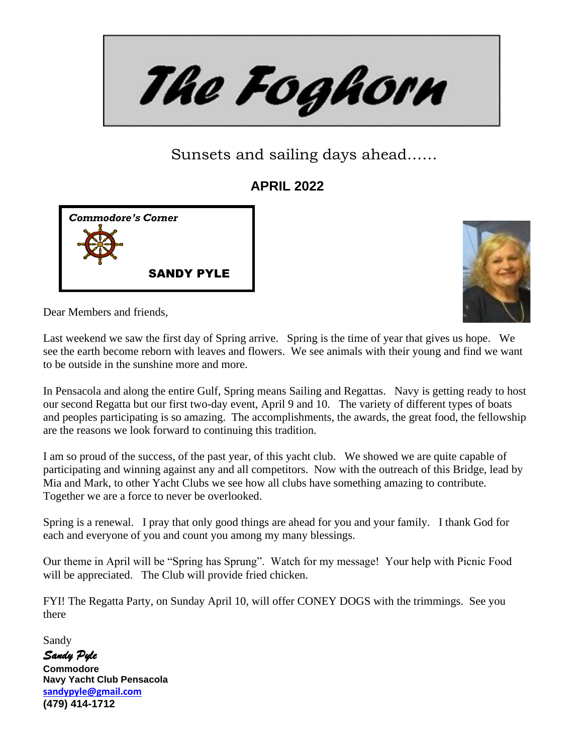# The Foghorn

Sunsets and sailing days ahead……

## APRIL 2022

### *Commodore's Corner*

**SANDY PYLE**

Dear Members and friends,

Last weekend we saw the first day of Spring arrive. Spring is the time of year that gives us hope. We see the earth become reborn with leaves and flowers. We see animals with their young and find we want to be outside in the sunshine more and more.

In Pensacola and along the entire Gulf, Spring means Sailing and Regattas. Navy is getting ready to host our second Regatta but our first two-day event, April 9 and 10. The variety of different types of boats and peoples participating is so amazing. The accomplishments, the awards, the great food, the fellowship are the reasons we look forward to continuing this tradition.

I am so proud of the success, of the past year, of this yacht club. We showed we are quite capable of participating and winning against any and all competitors. Now with the outreach of this Bridge, lead by Mia and Mark, to other Yacht Clubs we see how all clubs have something amazing to contribute. Together we are a force to never be overlooked.

Spring is a renewal. I pray that only good things are ahead for you and your family. I thank God for each and everyone of you and count you among my many blessings.

Our theme in April will be "Spring has Sprung". Watch for my message! Your help with Picnic Food will be appreciated. The Club will provide fried chicken.

FYI! The Regatta Party, on Sunday April 10, will offer CONEY DOGS with the trimmings. See you there

Sandy

*Sandy Pyle*

**Commodore**
**Navy Yacht Club Pensacola**
**sandypyle@gmail.com**
**(479) 414-1712**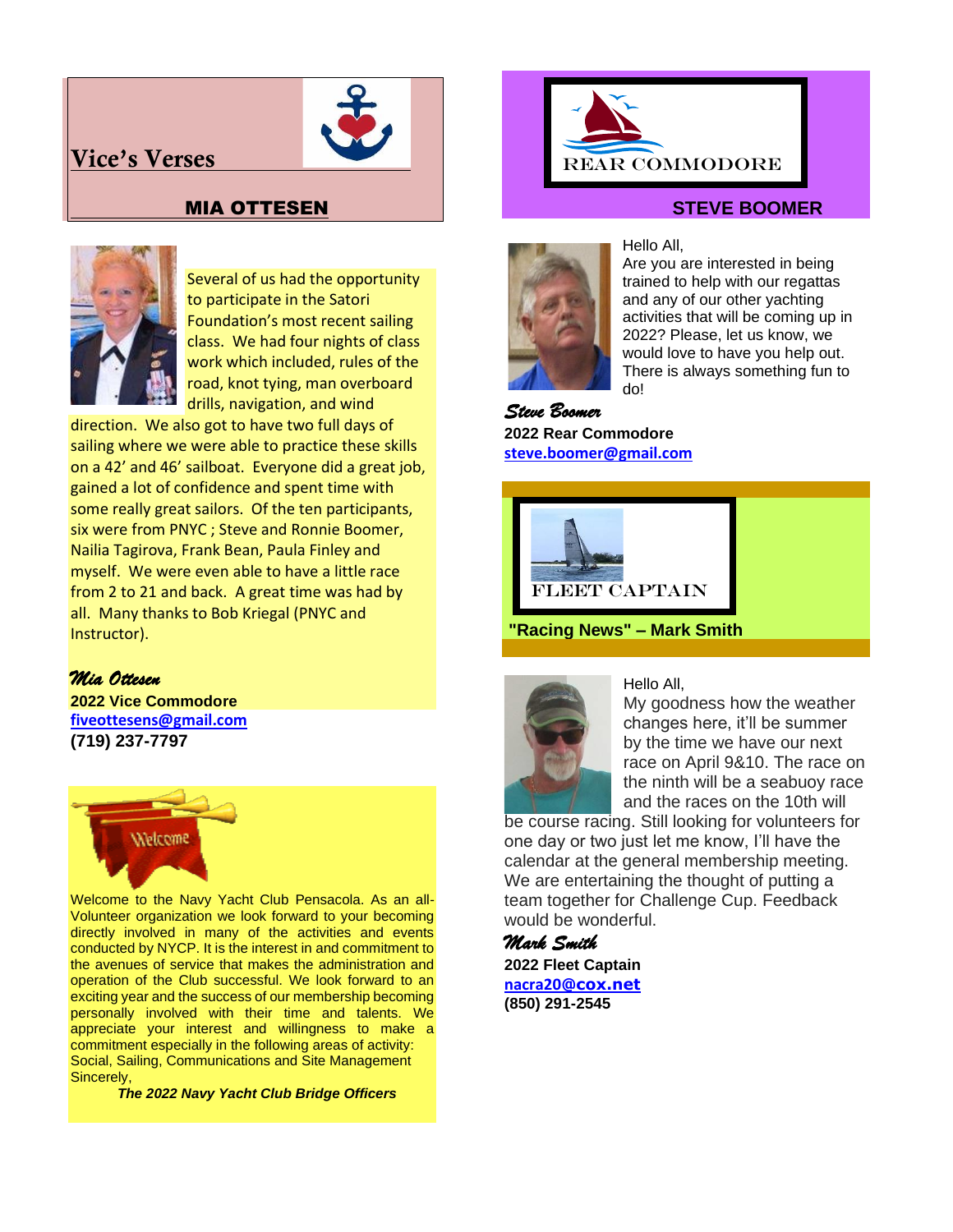## Vice's Verses

### MIA OTTESEN

Several of us had the opportunity to participate in the Satori Foundation's most recent sailing class. We had four nights of class work which included, rules of the road, knot tying, man overboard drills, navigation, and wind direction. We also got to have two full days of sailing where we were able to practice these skills on a 42' and 46' sailboat. Everyone did a great job, gained a lot of confidence and spent time with some really great sailors. Of the ten participants, six were from PNYC ; Steve and Ronnie Boomer, Nailia Tagirova, Frank Bean, Paula Finley and myself. We were even able to have a little race from 2 to 21 and back. A great time was had by all. Many thanks to Bob Kriegal (PNYC and Instructor).

*Mia Ottesen*
**2022 Vice Commodore**
**fiveottesens@gmail.com**
**(719) 237-7797**

Welcome

Welcome to the Navy Yacht Club Pensacola. As an all-Volunteer organization we look forward to your becoming directly involved in many of the activities and events conducted by NYCP. It is the interest in and commitment to the avenues of service that makes the administration and operation of the Club successful. We look forward to an exciting year and the success of our membership becoming personally involved with their time and talents. We appreciate your interest and willingness to make a commitment especially in the following areas of activity: Social, Sailing, Communications and Site Management
Sincerely,

***The 2022 Navy Yacht Club Bridge Officers***

## REAR COMMODORE

### STEVE BOOMER

Hello All,
Are you interested in being trained to help with our regattas and any of our other yachting activities that will be coming up in 2022? Please, let us know, we would love to have you help out. There is always something fun to do!

*Steve Boomer*
**2022 Rear Commodore**
**steve.boomer@gmail.com**

## FLEET CAPTAIN

### "Racing News" – Mark Smith

Hello All,
My goodness how the weather changes here, it'll be summer by the time we have our next race on April 9&10. The race on the ninth will be a seabuoy race and the races on the 10th will be course racing. Still looking for volunteers for one day or two just let me know, I'll have the calendar at the general membership meeting. We are entertaining the thought of putting a team together for Challenge Cup. Feedback would be wonderful.

*Mark Smith*
**2022 Fleet Captain**
**nacra20@cox.net**
**(850) 291-2545**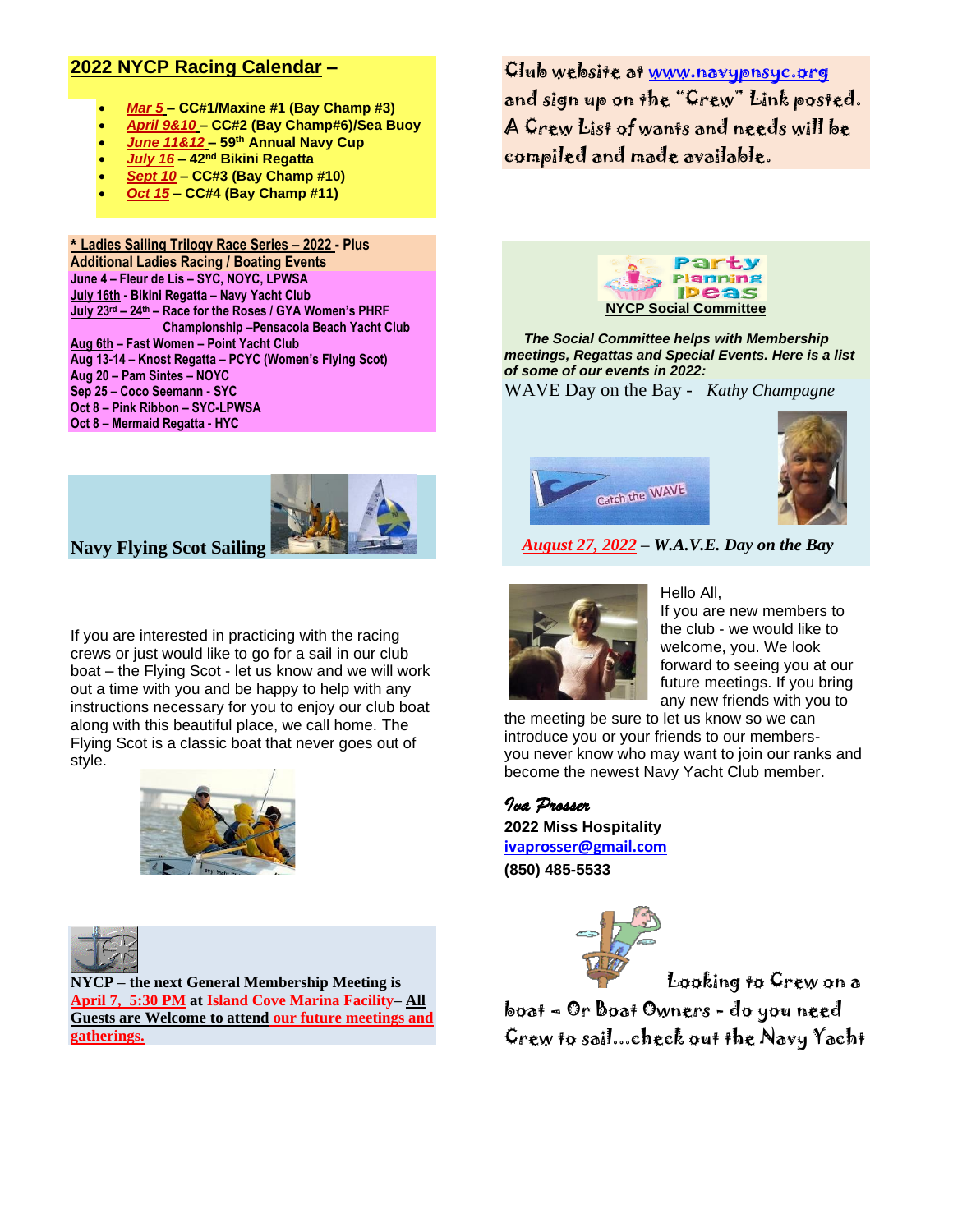## 2022 NYCP Racing Calendar –

- *Mar 5* – CC#1/Maxine #1 (Bay Champ #3)
- *April 9&10* – CC#2 (Bay Champ#6)/Sea Buoy
- *June 11&12* – 59th Annual Navy Cup
- *July 16* – 42nd Bikini Regatta
- *Sept 10* – CC#3 (Bay Champ #10)
- *Oct 15* – CC#4 (Bay Champ #11)

**\* Ladies Sailing Trilogy Race Series – 2022 - Plus Additional Ladies Racing / Boating Events**

June 4 – Fleur de Lis – SYC, NOYC, LPWSA
July 16th - Bikini Regatta – Navy Yacht Club
July 23rd – 24th – Race for the Roses / GYA Women's PHRF Championship –Pensacola Beach Yacht Club
Aug 6th – Fast Women – Point Yacht Club
Aug 13-14 – Knost Regatta – PCYC (Women's Flying Scot)
Aug 20 – Pam Sintes – NOYC
Sep 25 – Coco Seemann - SYC
Oct 8 – Pink Ribbon – SYC-LPWSA
Oct 8 – Mermaid Regatta - HYC

### Navy Flying Scot Sailing

If you are interested in practicing with the racing crews or just would like to go for a sail in our club boat – the Flying Scot - let us know and we will work out a time with you and be happy to help with any instructions necessary for you to enjoy our club boat along with this beautiful place, we call home. The Flying Scot is a classic boat that never goes out of style.

**NYCP – the next General Membership Meeting is April 7, 5:30 PM at Island Cove Marina Facility– All Guests are Welcome to attend our future meetings and gatherings.**

Club website at www.navypnsyc.org and sign up on the "Crew" Link posted. A Crew List of wants and needs will be compiled and made available.

**NYCP Social Committee**

***The Social Committee helps with Membership meetings, Regattas and Special Events. Here is a list of some of our events in 2022:***

WAVE Day on the Bay - *Kathy Champagne*

***August 27, 2022 – W.A.V.E. Day on the Bay***

Hello All,
If you are new members to the club - we would like to welcome, you. We look forward to seeing you at our future meetings. If you bring any new friends with you to the meeting be sure to let us know so we can introduce you or your friends to our members- you never know who may want to join our ranks and become the newest Navy Yacht Club member.

*Iva Prosser*
**2022 Miss Hospitality**
**ivaprosser@gmail.com**
**(850) 485-5533**

Looking to Crew on a boat – Or Boat Owners - do you need Crew to sail…check out the Navy Yacht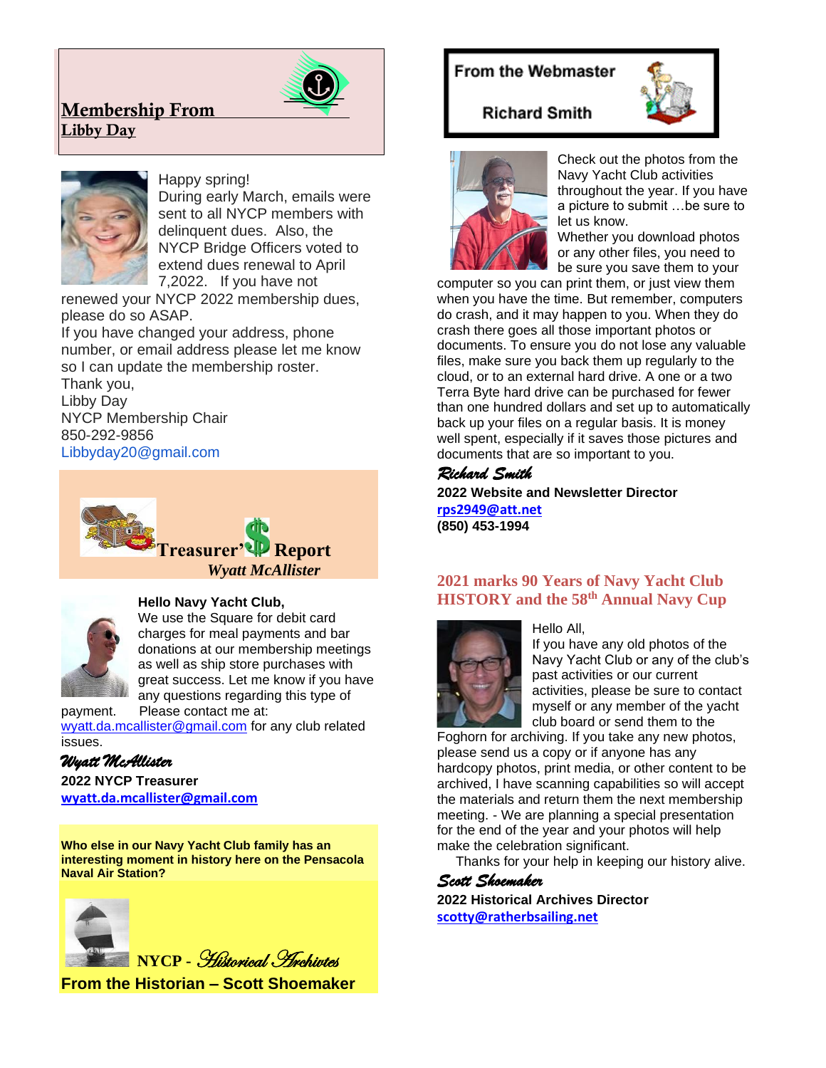## Membership From Libby Day

Happy spring!
During early March, emails were sent to all NYCP members with delinquent dues. Also, the NYCP Bridge Officers voted to extend dues renewal to April 7,2022. If you have not renewed your NYCP 2022 membership dues, please do so ASAP.
If you have changed your address, phone number, or email address please let me know so I can update the membership roster.
Thank you,
Libby Day
NYCP Membership Chair
850-292-9856
Libbyday20@gmail.com

## Treasurer's Report

*Wyatt McAllister*

**Hello Navy Yacht Club,**
We use the Square for debit card charges for meal payments and bar donations at our membership meetings as well as ship store purchases with great success. Let me know if you have any questions regarding this type of payment. Please contact me at: wyatt.da.mcallister@gmail.com for any club related issues.

*Wyatt McAllister*
**2022 NYCP Treasurer**
**wyatt.da.mcallister@gmail.com**

**Who else in our Navy Yacht Club family has an interesting moment in history here on the Pensacola Naval Air Station?**

## NYCP - *Historical Archivtes*

**From the Historian – Scott Shoemaker**

## From the Webmaster

**Richard Smith**

Check out the photos from the Navy Yacht Club activities throughout the year. If you have a picture to submit …be sure to let us know.
Whether you download photos or any other files, you need to be sure you save them to your computer so you can print them, or just view them when you have the time. But remember, computers do crash, and it may happen to you. When they do crash there goes all those important photos or documents. To ensure you do not lose any valuable files, make sure you back them up regularly to the cloud, or to an external hard drive. A one or a two Terra Byte hard drive can be purchased for fewer than one hundred dollars and set up to automatically back up your files on a regular basis. It is money well spent, especially if it saves those pictures and documents that are so important to you.

*Richard Smith*
**2022 Website and Newsletter Director**
**rps2949@att.net**
**(850) 453-1994**

## 2021 marks 90 Years of Navy Yacht Club HISTORY and the 58th Annual Navy Cup

Hello All,
If you have any old photos of the Navy Yacht Club or any of the club's past activities or our current activities, please be sure to contact myself or any member of the yacht club board or send them to the Foghorn for archiving. If you take any new photos, please send us a copy or if anyone has any hardcopy photos, print media, or other content to be archived, I have scanning capabilities so will accept the materials and return them the next membership meeting. - We are planning a special presentation for the end of the year and your photos will help make the celebration significant.
Thanks for your help in keeping our history alive.

*Scott Shoemaker*
**2022 Historical Archives Director**
**scotty@ratherbsailing.net**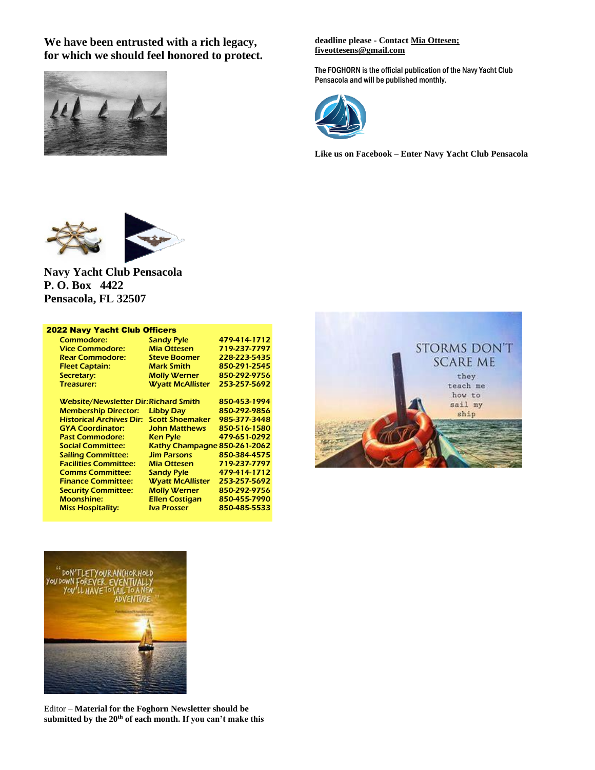**We have been entrusted with a rich legacy, for which we should feel honored to protect.**

**deadline please - Contact Mia Ottesen; fiveottesens@gmail.com**

The FOGHORN is the official publication of the Navy Yacht Club Pensacola and will be published monthly.

**Like us on Facebook – Enter Navy Yacht Club Pensacola**

**Navy Yacht Club Pensacola**
**P. O. Box 4422**
**Pensacola, FL 32507**

| **2022 Navy Yacht Club Officers** | | |
|---|---|---|
| Commodore: | Sandy Pyle | 479-414-1712 |
| Vice Commodore: | Mia Ottesen | 719-237-7797 |
| Rear Commodore: | Steve Boomer | 228-223-5435 |
| Fleet Captain: | Mark Smith | 850-291-2545 |
| Secretary: | Molly Werner | 850-292-9756 |
| Treasurer: | Wyatt McAllister | 253-257-5692 |
| Website/Newsletter Dir: | Richard Smith | 850-453-1994 |
| Membership Director: | Libby Day | 850-292-9856 |
| Historical Archives Dir: | Scott Shoemaker | 985-377-3448 |
| GYA Coordinator: | John Matthews | 850-516-1580 |
| Past Commodore: | Ken Pyle | 479-651-0292 |
| Social Committee: | Kathy Champagne | 850-261-2062 |
| Sailing Committee: | Jim Parsons | 850-384-4575 |
| Facilities Committee: | Mia Ottesen | 719-237-7797 |
| Comms Committee: | Sandy Pyle | 479-414-1712 |
| Finance Committee: | Wyatt McAllister | 253-257-5692 |
| Security Committee: | Molly Werner | 850-292-9756 |
| Moonshine: | Ellen Costigan | 850-455-7990 |
| Miss Hospitality: | Iva Prosser | 850-485-5533 |

STORMS DON'T SCARE ME
they teach me how to sail my ship

"DON'T LET YOUR ANCHOR HOLD YOU DOWN FOREVER. EVENTUALLY YOU'LL HAVE TO SAIL TO A NEW ADVENTURE."

Editor – **Material for the Foghorn Newsletter should be submitted by the 20th of each month. If you can't make this**